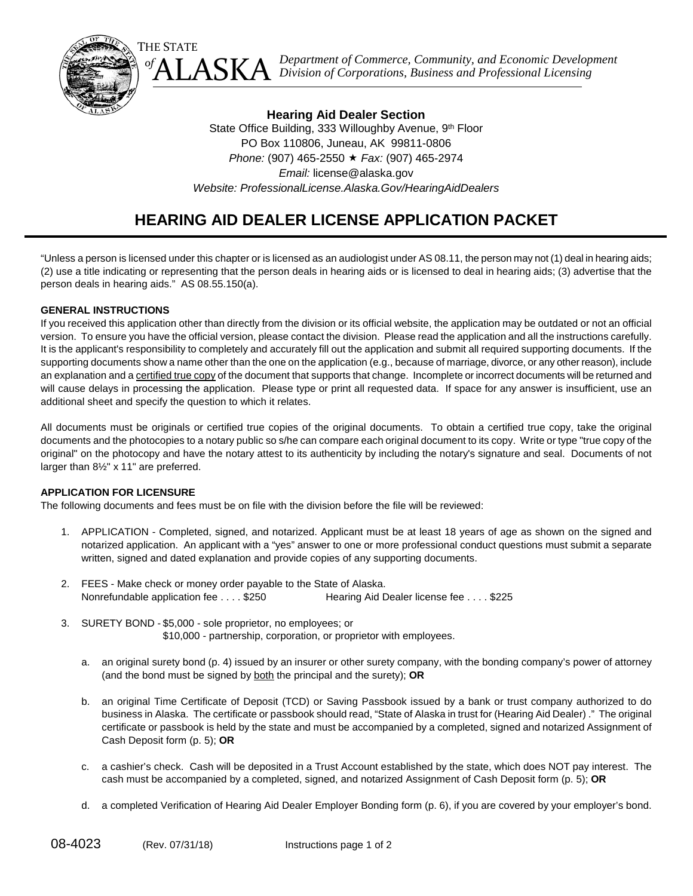THE STATE of ALASKA

*Department of Commerce, Community, and Economic Development*
*Division of Corporations, Business and Professional Licensing*

**Hearing Aid Dealer Section**

State Office Building, 333 Willoughby Avenue, 9th Floor
PO Box 110806, Juneau, AK 99811-0806
*Phone:* (907) 465-2550 ★ *Fax:* (907) 465-2974
*Email:* license@alaska.gov
*Website: ProfessionalLicense.Alaska.Gov/HearingAidDealers*

# HEARING AID DEALER LICENSE APPLICATION PACKET

"Unless a person is licensed under this chapter or is licensed as an audiologist under AS 08.11, the person may not (1) deal in hearing aids; (2) use a title indicating or representing that the person deals in hearing aids or is licensed to deal in hearing aids; (3) advertise that the person deals in hearing aids." AS 08.55.150(a).

**GENERAL INSTRUCTIONS**

If you received this application other than directly from the division or its official website, the application may be outdated or not an official version. To ensure you have the official version, please contact the division. Please read the application and all the instructions carefully. It is the applicant's responsibility to completely and accurately fill out the application and submit all required supporting documents. If the supporting documents show a name other than the one on the application (e.g., because of marriage, divorce, or any other reason), include an explanation and a certified true copy of the document that supports that change. Incomplete or incorrect documents will be returned and will cause delays in processing the application. Please type or print all requested data. If space for any answer is insufficient, use an additional sheet and specify the question to which it relates.

All documents must be originals or certified true copies of the original documents. To obtain a certified true copy, take the original documents and the photocopies to a notary public so s/he can compare each original document to its copy. Write or type "true copy of the original" on the photocopy and have the notary attest to its authenticity by including the notary's signature and seal. Documents of not larger than 8½" x 11" are preferred.

**APPLICATION FOR LICENSURE**

The following documents and fees must be on file with the division before the file will be reviewed:

1. APPLICATION - Completed, signed, and notarized. Applicant must be at least 18 years of age as shown on the signed and notarized application. An applicant with a "yes" answer to one or more professional conduct questions must submit a separate written, signed and dated explanation and provide copies of any supporting documents.

2. FEES - Make check or money order payable to the State of Alaska.
   Nonrefundable application fee . . . . $250 Hearing Aid Dealer license fee . . . . $225

3. SURETY BOND - $5,000 - sole proprietor, no employees; or
   $10,000 - partnership, corporation, or proprietor with employees.

   a. an original surety bond (p. 4) issued by an insurer or other surety company, with the bonding company's power of attorney (and the bond must be signed by both the principal and the surety); **OR**

   b. an original Time Certificate of Deposit (TCD) or Saving Passbook issued by a bank or trust company authorized to do business in Alaska. The certificate or passbook should read, "State of Alaska in trust for (Hearing Aid Dealer) ." The original certificate or passbook is held by the state and must be accompanied by a completed, signed and notarized Assignment of Cash Deposit form (p. 5); **OR**

   c. a cashier's check. Cash will be deposited in a Trust Account established by the state, which does NOT pay interest. The cash must be accompanied by a completed, signed, and notarized Assignment of Cash Deposit form (p. 5); **OR**

   d. a completed Verification of Hearing Aid Dealer Employer Bonding form (p. 6), if you are covered by your employer's bond.

08-4023 (Rev. 07/31/18)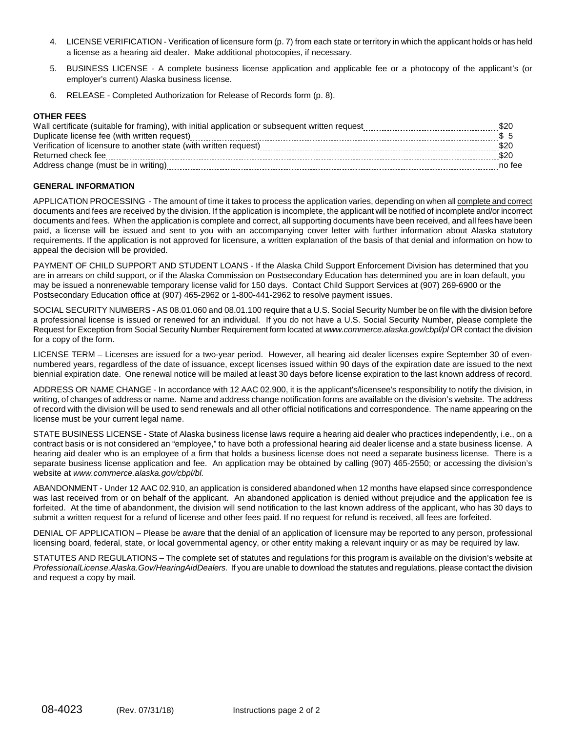4. LICENSE VERIFICATION - Verification of licensure form (p. 7) from each state or territory in which the applicant holds or has held a license as a hearing aid dealer. Make additional photocopies, if necessary.

5. BUSINESS LICENSE - A complete business license application and applicable fee or a photocopy of the applicant's (or employer's current) Alaska business license.

6. RELEASE - Completed Authorization for Release of Records form (p. 8).

**OTHER FEES**

| | |
|---|---|
| Wall certificate (suitable for framing), with initial application or subsequent written request | $20 |
| Duplicate license fee (with written request) | $ 5 |
| Verification of licensure to another state (with written request) | $20 |
| Returned check fee | $20 |
| Address change (must be in writing) | no fee |

**GENERAL INFORMATION**

APPLICATION PROCESSING - The amount of time it takes to process the application varies, depending on when all complete and correct documents and fees are received by the division. If the application is incomplete, the applicant will be notified of incomplete and/or incorrect documents and fees. When the application is complete and correct, all supporting documents have been received, and all fees have been paid, a license will be issued and sent to you with an accompanying cover letter with further information about Alaska statutory requirements. If the application is not approved for licensure, a written explanation of the basis of that denial and information on how to appeal the decision will be provided.

PAYMENT OF CHILD SUPPORT AND STUDENT LOANS - If the Alaska Child Support Enforcement Division has determined that you are in arrears on child support, or if the Alaska Commission on Postsecondary Education has determined you are in loan default, you may be issued a nonrenewable temporary license valid for 150 days. Contact Child Support Services at (907) 269-6900 or the Postsecondary Education office at (907) 465-2962 or 1-800-441-2962 to resolve payment issues.

SOCIAL SECURITY NUMBERS - AS 08.01.060 and 08.01.100 require that a U.S. Social Security Number be on file with the division before a professional license is issued or renewed for an individual. If you do not have a U.S. Social Security Number, please complete the Request for Exception from Social Security Number Requirement form located at *www.commerce.alaska.gov/cbpl/pl* OR contact the division for a copy of the form.

LICENSE TERM – Licenses are issued for a two-year period. However, all hearing aid dealer licenses expire September 30 of even-numbered years, regardless of the date of issuance, except licenses issued within 90 days of the expiration date are issued to the next biennial expiration date. One renewal notice will be mailed at least 30 days before license expiration to the last known address of record.

ADDRESS OR NAME CHANGE - In accordance with 12 AAC 02.900, it is the applicant's/licensee's responsibility to notify the division, in writing, of changes of address or name. Name and address change notification forms are available on the division's website. The address of record with the division will be used to send renewals and all other official notifications and correspondence. The name appearing on the license must be your current legal name.

STATE BUSINESS LICENSE - State of Alaska business license laws require a hearing aid dealer who practices independently, i.e., on a contract basis or is not considered an "employee," to have both a professional hearing aid dealer license and a state business license. A hearing aid dealer who is an employee of a firm that holds a business license does not need a separate business license. There is a separate business license application and fee. An application may be obtained by calling (907) 465-2550; or accessing the division's website at *www.commerce.alaska.gov/cbpl/bl.*

ABANDONMENT - Under 12 AAC 02.910, an application is considered abandoned when 12 months have elapsed since correspondence was last received from or on behalf of the applicant. An abandoned application is denied without prejudice and the application fee is forfeited. At the time of abandonment, the division will send notification to the last known address of the applicant, who has 30 days to submit a written request for a refund of license and other fees paid. If no request for refund is received, all fees are forfeited.

DENIAL OF APPLICATION – Please be aware that the denial of an application of licensure may be reported to any person, professional licensing board, federal, state, or local governmental agency, or other entity making a relevant inquiry or as may be required by law.

STATUTES AND REGULATIONS – The complete set of statutes and regulations for this program is available on the division's website at *ProfessionalLicense.Alaska.Gov/HearingAidDealers.* If you are unable to download the statutes and regulations, please contact the division and request a copy by mail.

08-4023 (Rev. 07/31/18) Instructions page 2 of 2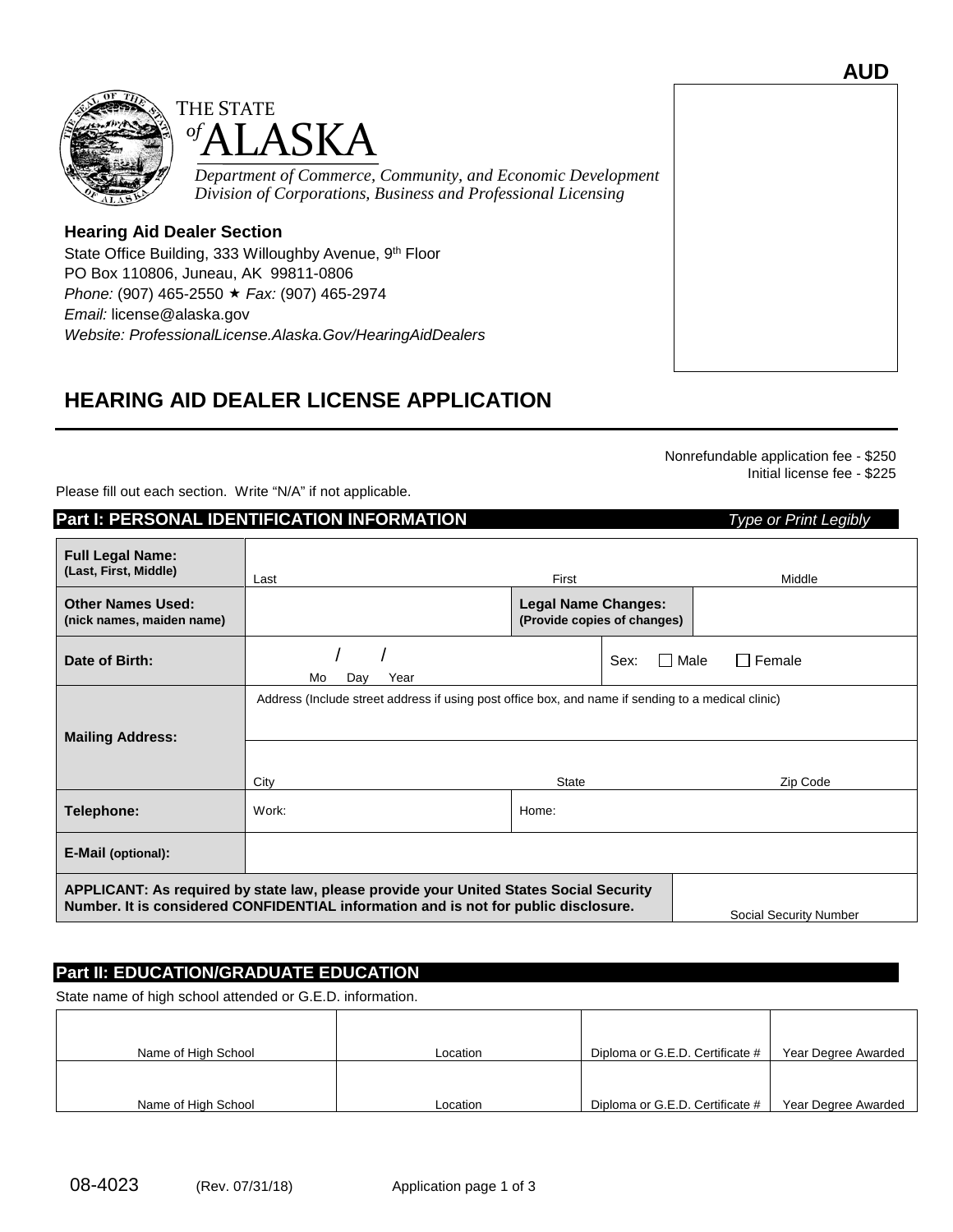**AUD**

THE STATE of ALASKA

*Department of Commerce, Community, and Economic Development*
*Division of Corporations, Business and Professional Licensing*

**Hearing Aid Dealer Section**
State Office Building, 333 Willoughby Avenue, 9th Floor
PO Box 110806, Juneau, AK 99811-0806
*Phone:* (907) 465-2550 ★ *Fax:* (907) 465-2974
*Email:* license@alaska.gov
*Website: ProfessionalLicense.Alaska.Gov/HearingAidDealers*

# HEARING AID DEALER LICENSE APPLICATION

Nonrefundable application fee - $250
Initial license fee - $225

Please fill out each section. Write "N/A" if not applicable.

## Part I: PERSONAL IDENTIFICATION INFORMATION

*Type or Print Legibly*

| | | | |
|---|---|---|---|
| **Full Legal Name:** (Last, First, Middle) | Last | First | Middle |
| **Other Names Used:** (nick names, maiden name) | | **Legal Name Changes:** (Provide copies of changes) | |
| **Date of Birth:** | / / Mo Day Year | Sex: ☐ Male ☐ Female | |
| **Mailing Address:** | Address (Include street address if using post office box, and name if sending to a medical clinic) | | |
| | City | State | Zip Code |
| **Telephone:** | Work: | Home: | |
| **E-Mail** (optional): | | | |
| **APPLICANT: As required by state law, please provide your United States Social Security Number. It is considered CONFIDENTIAL information and is not for public disclosure.** | | | Social Security Number |

## Part II: EDUCATION/GRADUATE EDUCATION

State name of high school attended or G.E.D. information.

| Name of High School | Location | Diploma or G.E.D. Certificate # | Year Degree Awarded |
|---|---|---|---|
| | | | |
| Name of High School | Location | Diploma or G.E.D. Certificate # | Year Degree Awarded |
| | | | |

08-4023 (Rev. 07/31/18)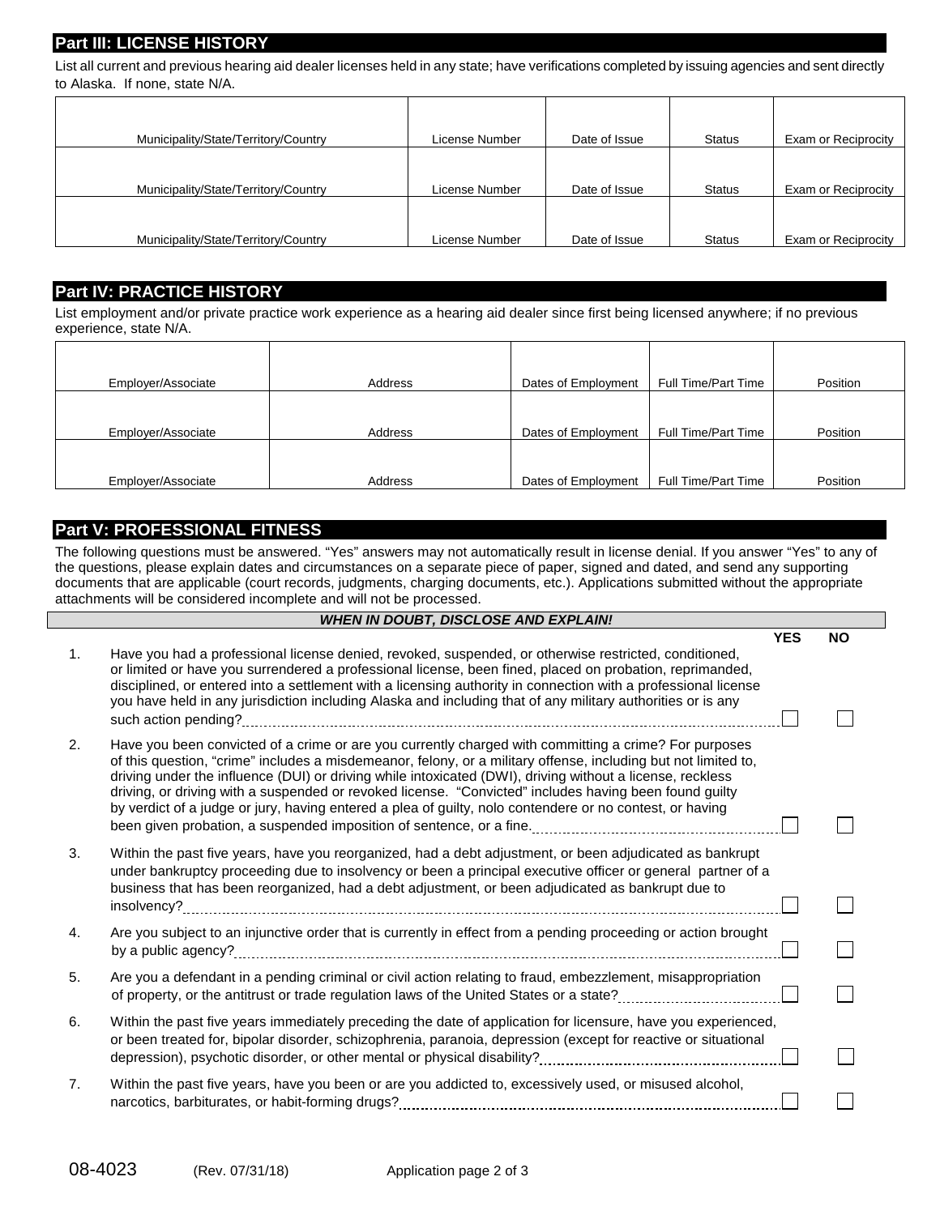## Part III: LICENSE HISTORY

List all current and previous hearing aid dealer licenses held in any state; have verifications completed by issuing agencies and sent directly to Alaska. If none, state N/A.

| Municipality/State/Territory/Country | License Number | Date of Issue | Status | Exam or Reciprocity |
|---|---|---|---|---|
| | | | | |
| | | | | |
| | | | | |

## Part IV: PRACTICE HISTORY

List employment and/or private practice work experience as a hearing aid dealer since first being licensed anywhere; if no previous experience, state N/A.

| Employer/Associate | Address | Dates of Employment | Full Time/Part Time | Position |
|---|---|---|---|---|
| | | | | |
| | | | | |
| | | | | |

## Part V: PROFESSIONAL FITNESS

The following questions must be answered. "Yes" answers may not automatically result in license denial. If you answer "Yes" to any of the questions, please explain dates and circumstances on a separate piece of paper, signed and dated, and send any supporting documents that are applicable (court records, judgments, charging documents, etc.). Applications submitted without the appropriate attachments will be considered incomplete and will not be processed.

***WHEN IN DOUBT, DISCLOSE AND EXPLAIN!***

| | Question | YES | NO |
|---|---|---|---|
| 1. | Have you had a professional license denied, revoked, suspended, or otherwise restricted, conditioned, or limited or have you surrendered a professional license, been fined, placed on probation, reprimanded, disciplined, or entered into a settlement with a licensing authority in connection with a professional license you have held in any jurisdiction including Alaska and including that of any military authorities or is any such action pending? | ☐ | ☐ |
| 2. | Have you been convicted of a crime or are you currently charged with committing a crime? For purposes of this question, "crime" includes a misdemeanor, felony, or a military offense, including but not limited to, driving under the influence (DUI) or driving while intoxicated (DWI), driving without a license, reckless driving, or driving with a suspended or revoked license. "Convicted" includes having been found guilty by verdict of a judge or jury, having entered a plea of guilty, nolo contendere or no contest, or having been given probation, a suspended imposition of sentence, or a fine. | ☐ | ☐ |
| 3. | Within the past five years, have you reorganized, had a debt adjustment, or been adjudicated as bankrupt under bankruptcy proceeding due to insolvency or been a principal executive officer or general partner of a business that has been reorganized, had a debt adjustment, or been adjudicated as bankrupt due to insolvency? | ☐ | ☐ |
| 4. | Are you subject to an injunctive order that is currently in effect from a pending proceeding or action brought by a public agency? | ☐ | ☐ |
| 5. | Are you a defendant in a pending criminal or civil action relating to fraud, embezzlement, misappropriation of property, or the antitrust or trade regulation laws of the United States or a state? | ☐ | ☐ |
| 6. | Within the past five years immediately preceding the date of application for licensure, have you experienced, or been treated for, bipolar disorder, schizophrenia, paranoia, depression (except for reactive or situational depression), psychotic disorder, or other mental or physical disability? | ☐ | ☐ |
| 7. | Within the past five years, have you been or are you addicted to, excessively used, or misused alcohol, narcotics, barbiturates, or habit-forming drugs? | ☐ | ☐ |

08-4023 (Rev. 07/31/18) Application page 2 of 3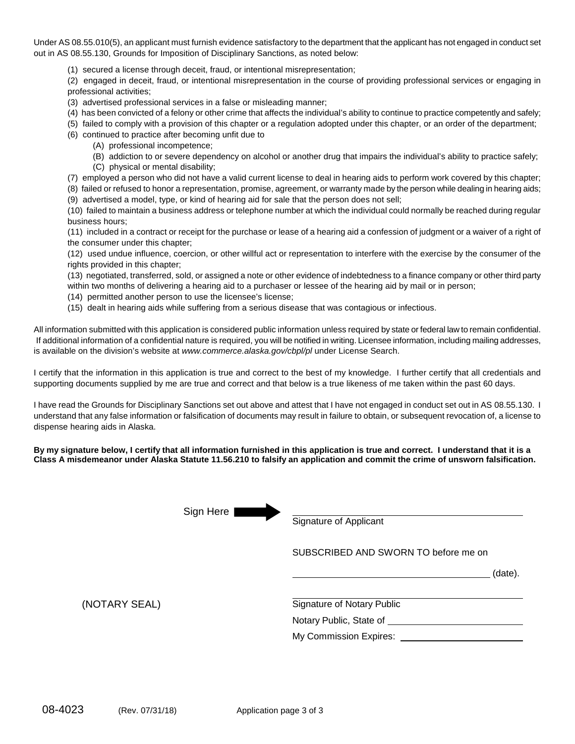Under AS 08.55.010(5), an applicant must furnish evidence satisfactory to the department that the applicant has not engaged in conduct set out in AS 08.55.130, Grounds for Imposition of Disciplinary Sanctions, as noted below:

(1) secured a license through deceit, fraud, or intentional misrepresentation;

(2) engaged in deceit, fraud, or intentional misrepresentation in the course of providing professional services or engaging in professional activities;

(3) advertised professional services in a false or misleading manner;

(4) has been convicted of a felony or other crime that affects the individual's ability to continue to practice competently and safely;

(5) failed to comply with a provision of this chapter or a regulation adopted under this chapter, or an order of the department;

(6) continued to practice after becoming unfit due to

- (A) professional incompetence;
- (B) addiction to or severe dependency on alcohol or another drug that impairs the individual's ability to practice safely;
- (C) physical or mental disability;

(7) employed a person who did not have a valid current license to deal in hearing aids to perform work covered by this chapter;

(8) failed or refused to honor a representation, promise, agreement, or warranty made by the person while dealing in hearing aids;

(9) advertised a model, type, or kind of hearing aid for sale that the person does not sell;

(10) failed to maintain a business address or telephone number at which the individual could normally be reached during regular business hours;

(11) included in a contract or receipt for the purchase or lease of a hearing aid a confession of judgment or a waiver of a right of the consumer under this chapter;

(12) used undue influence, coercion, or other willful act or representation to interfere with the exercise by the consumer of the rights provided in this chapter;

(13) negotiated, transferred, sold, or assigned a note or other evidence of indebtedness to a finance company or other third party within two months of delivering a hearing aid to a purchaser or lessee of the hearing aid by mail or in person;

(14) permitted another person to use the licensee's license;

(15) dealt in hearing aids while suffering from a serious disease that was contagious or infectious.

All information submitted with this application is considered public information unless required by state or federal law to remain confidential. If additional information of a confidential nature is required, you will be notified in writing. Licensee information, including mailing addresses, is available on the division's website at *www.commerce.alaska.gov/cbpl/pl* under License Search.

I certify that the information in this application is true and correct to the best of my knowledge. I further certify that all credentials and supporting documents supplied by me are true and correct and that below is a true likeness of me taken within the past 60 days.

I have read the Grounds for Disciplinary Sanctions set out above and attest that I have not engaged in conduct set out in AS 08.55.130. I understand that any false information or falsification of documents may result in failure to obtain, or subsequent revocation of, a license to dispense hearing aids in Alaska.

**By my signature below, I certify that all information furnished in this application is true and correct. I understand that it is a Class A misdemeanor under Alaska Statute 11.56.210 to falsify an application and commit the crime of unsworn falsification.**

Sign Here ➡ ______________________________
Signature of Applicant

SUBSCRIBED AND SWORN TO before me on

______________________________ (date).

(NOTARY SEAL)

______________________________
Signature of Notary Public

Notary Public, State of ______________________

My Commission Expires: ______________________

08-4023 (Rev. 07/31/18)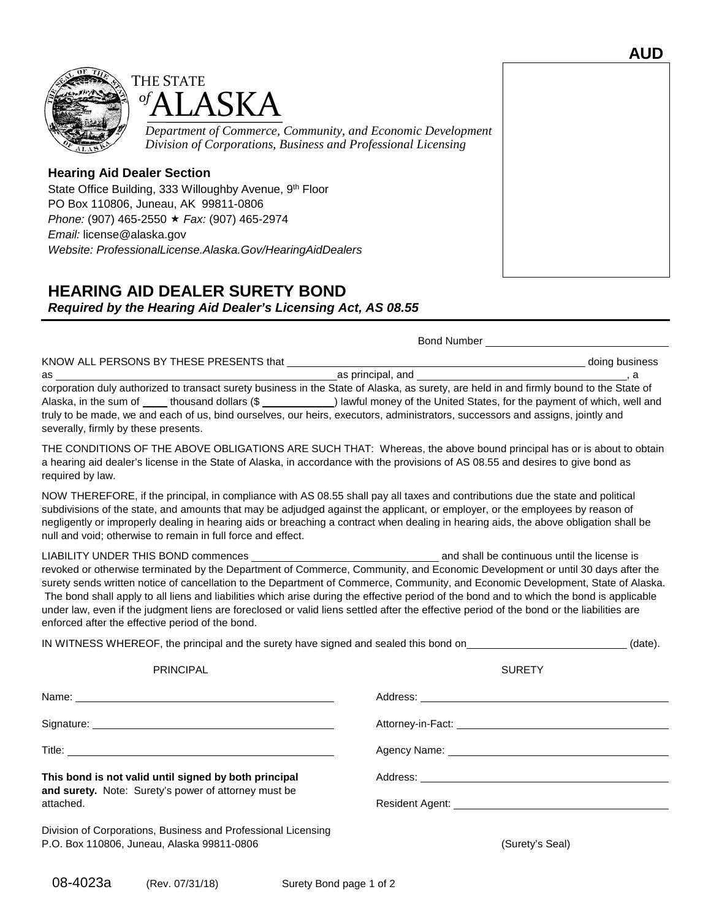**AUD**

THE STATE of ALASKA

*Department of Commerce, Community, and Economic Development*
*Division of Corporations, Business and Professional Licensing*

**Hearing Aid Dealer Section**
State Office Building, 333 Willoughby Avenue, 9th Floor
PO Box 110806, Juneau, AK 99811-0806
*Phone:* (907) 465-2550 ★ *Fax:* (907) 465-2974
*Email:* license@alaska.gov
*Website: ProfessionalLicense.Alaska.Gov/HearingAidDealers*

## HEARING AID DEALER SURETY BOND

***Required by the Hearing Aid Dealer's Licensing Act, AS 08.55***

Bond Number ______________________________

KNOW ALL PERSONS BY THESE PRESENTS that ______________________________ doing business as ______________________________ as principal, and ______________________________, a corporation duly authorized to transact surety business in the State of Alaska, as surety, are held in and firmly bound to the State of Alaska, in the sum of ____ thousand dollars ($ ____________) lawful money of the United States, for the payment of which, well and truly to be made, we and each of us, bind ourselves, our heirs, executors, administrators, successors and assigns, jointly and severally, firmly by these presents.

THE CONDITIONS OF THE ABOVE OBLIGATIONS ARE SUCH THAT: Whereas, the above bound principal has or is about to obtain a hearing aid dealer's license in the State of Alaska, in accordance with the provisions of AS 08.55 and desires to give bond as required by law.

NOW THEREFORE, if the principal, in compliance with AS 08.55 shall pay all taxes and contributions due the state and political subdivisions of the state, and amounts that may be adjudged against the applicant, or employer, or the employees by reason of negligently or improperly dealing in hearing aids or breaching a contract when dealing in hearing aids, the above obligation shall be null and void; otherwise to remain in full force and effect.

LIABILITY UNDER THIS BOND commences ______________________________ and shall be continuous until the license is revoked or otherwise terminated by the Department of Commerce, Community, and Economic Development or until 30 days after the surety sends written notice of cancellation to the Department of Commerce, Community, and Economic Development, State of Alaska. The bond shall apply to all liens and liabilities which arise during the effective period of the bond and to which the bond is applicable under law, even if the judgment liens are foreclosed or valid liens settled after the effective period of the bond or the liabilities are enforced after the effective period of the bond.

IN WITNESS WHEREOF, the principal and the surety have signed and sealed this bond on ______________________________ (date).

PRINCIPAL

Name: ______________________________

Signature: ______________________________

Title: ______________________________

**This bond is not valid until signed by both principal and surety.** Note: Surety's power of attorney must be attached.

SURETY

Address: ______________________________

Attorney-in-Fact: ______________________________

Agency Name: ______________________________

Address: ______________________________

Resident Agent: ______________________________

Division of Corporations, Business and Professional Licensing
P.O. Box 110806, Juneau, Alaska 99811-0806

(Surety's Seal)

08-4023a (Rev. 07/31/18) Surety Bond page 1 of 2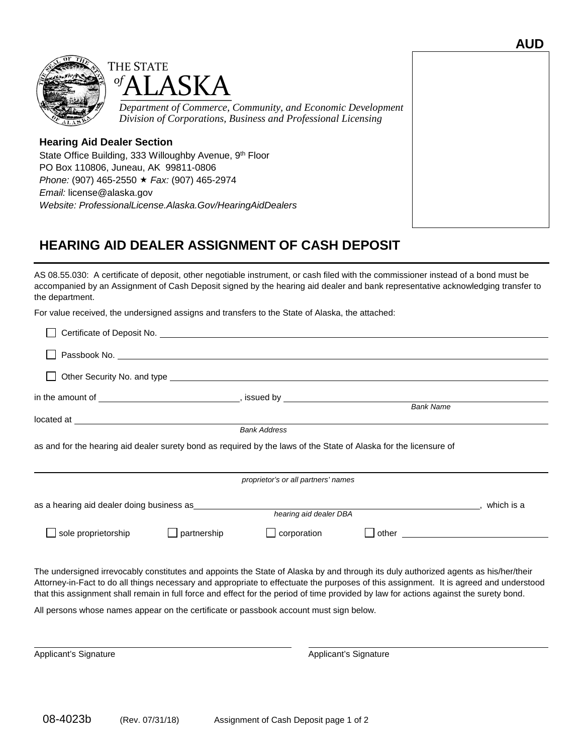**AUD**

THE STATE *of* ALASKA

*Department of Commerce, Community, and Economic Development*
*Division of Corporations, Business and Professional Licensing*

**Hearing Aid Dealer Section**
State Office Building, 333 Willoughby Avenue, 9th Floor
PO Box 110806, Juneau, AK 99811-0806
*Phone:* (907) 465-2550 ★ *Fax:* (907) 465-2974
*Email:* license@alaska.gov
*Website: ProfessionalLicense.Alaska.Gov/HearingAidDealers*

## HEARING AID DEALER ASSIGNMENT OF CASH DEPOSIT

AS 08.55.030: A certificate of deposit, other negotiable instrument, or cash filed with the commissioner instead of a bond must be accompanied by an Assignment of Cash Deposit signed by the hearing aid dealer and bank representative acknowledging transfer to the department.

For value received, the undersigned assigns and transfers to the State of Alaska, the attached:

☐ Certificate of Deposit No. ____________________

☐ Passbook No. ____________________

☐ Other Security No. and type ____________________

in the amount of ____________________, issued by ____________________
*Bank Name*

located at ____________________
*Bank Address*

as and for the hearing aid dealer surety bond as required by the laws of the State of Alaska for the licensure of

____________________
*proprietor's or all partners' names*

as a hearing aid dealer doing business as ____________________, which is a
*hearing aid dealer DBA*

☐ sole proprietorship ☐ partnership ☐ corporation ☐ other ____________________

The undersigned irrevocably constitutes and appoints the State of Alaska by and through its duly authorized agents as his/her/their Attorney-in-Fact to do all things necessary and appropriate to effectuate the purposes of this assignment. It is agreed and understood that this assignment shall remain in full force and effect for the period of time provided by law for actions against the surety bond.

All persons whose names appear on the certificate or passbook account must sign below.

____________________ ____________________
Applicant's Signature Applicant's Signature

08-4023b (Rev. 07/31/18) Assignment of Cash Deposit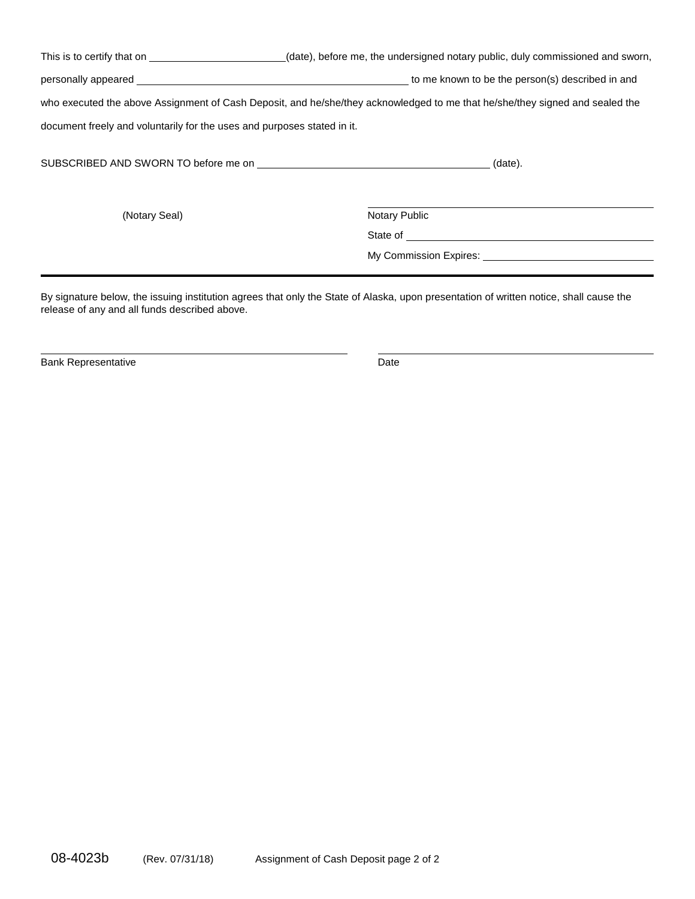This is to certify that on ________________________(date), before me, the undersigned notary public, duly commissioned and sworn, personally appeared __________________________________________________ to me known to be the person(s) described in and who executed the above Assignment of Cash Deposit, and he/she/they acknowledged to me that he/she/they signed and sealed the document freely and voluntarily for the uses and purposes stated in it.

SUBSCRIBED AND SWORN TO before me on __________________________________________ (date).

(Notary Seal)

__________________________________________
Notary Public

State of __________________________________

My Commission Expires: ____________________

---

By signature below, the issuing institution agrees that only the State of Alaska, upon presentation of written notice, shall cause the release of any and all funds described above.

__________________________________________
Bank Representative

__________________________________________
Date

08-4023b (Rev. 07/31/18) Assignment of Cash Deposit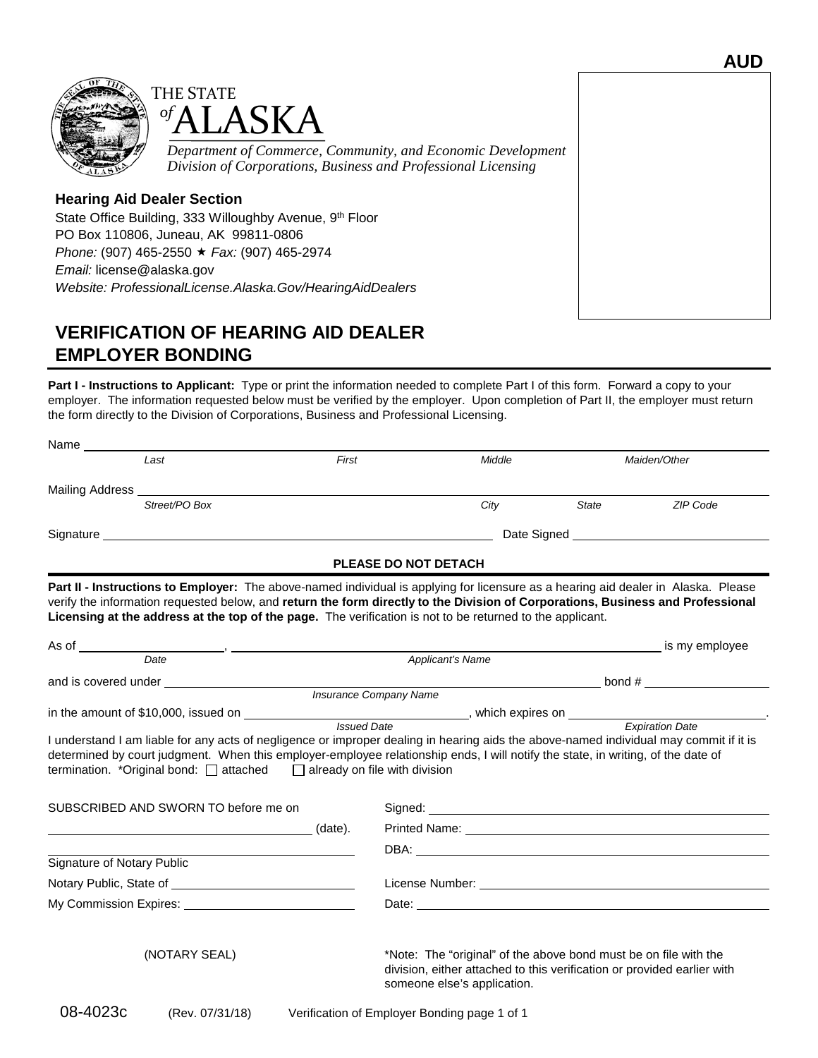**AUD**

THE STATE of ALASKA

*Department of Commerce, Community, and Economic Development*
*Division of Corporations, Business and Professional Licensing*

**Hearing Aid Dealer Section**
State Office Building, 333 Willoughby Avenue, 9th Floor
PO Box 110806, Juneau, AK 99811-0806
*Phone:* (907) 465-2550 ★ *Fax:* (907) 465-2974
*Email:* license@alaska.gov
*Website: ProfessionalLicense.Alaska.Gov/HearingAidDealers*

# VERIFICATION OF HEARING AID DEALER EMPLOYER BONDING

**Part I - Instructions to Applicant:** Type or print the information needed to complete Part I of this form. Forward a copy to your employer. The information requested below must be verified by the employer. Upon completion of Part II, the employer must return the form directly to the Division of Corporations, Business and Professional Licensing.

Name ______________________________________________
*Last* *First* *Middle* *Maiden/Other*

Mailing Address ______________________________________________
*Street/PO Box* *City* *State* *ZIP Code*

Signature ______________________________ Date Signed ______________

**PLEASE DO NOT DETACH**

**Part II - Instructions to Employer:** The above-named individual is applying for licensure as a hearing aid dealer in Alaska. Please verify the information requested below, and **return the form directly to the Division of Corporations, Business and Professional Licensing at the address at the top of the page.** The verification is not to be returned to the applicant.

As of ______________ (*Date*), ______________________________ (*Applicant's Name*) is my employee

and is covered under ______________________________ (*Insurance Company Name*) bond # ______________

in the amount of $10,000, issued on ______________ (*Issued Date*), which expires on ______________ (*Expiration Date*).

I understand I am liable for any acts of negligence or improper dealing in hearing aids the above-named individual may commit if it is determined by court judgment. When this employer-employee relationship ends, I will notify the state, in writing, of the date of termination. *Original bond: ☐ attached ☐ already on file with division

SUBSCRIBED AND SWORN TO before me on

______________________________ (date).

______________________________
Signature of Notary Public

Notary Public, State of ______________________

My Commission Expires: ______________________

(NOTARY SEAL)

Signed: ______________________________

Printed Name: ______________________________

DBA: ______________________________

License Number: ______________________________

Date: ______________________________

*Note: The "original" of the above bond must be on file with the division, either attached to this verification or provided earlier with someone else's application.

08-4023c (Rev. 07/31/18) Verification of Employer Bonding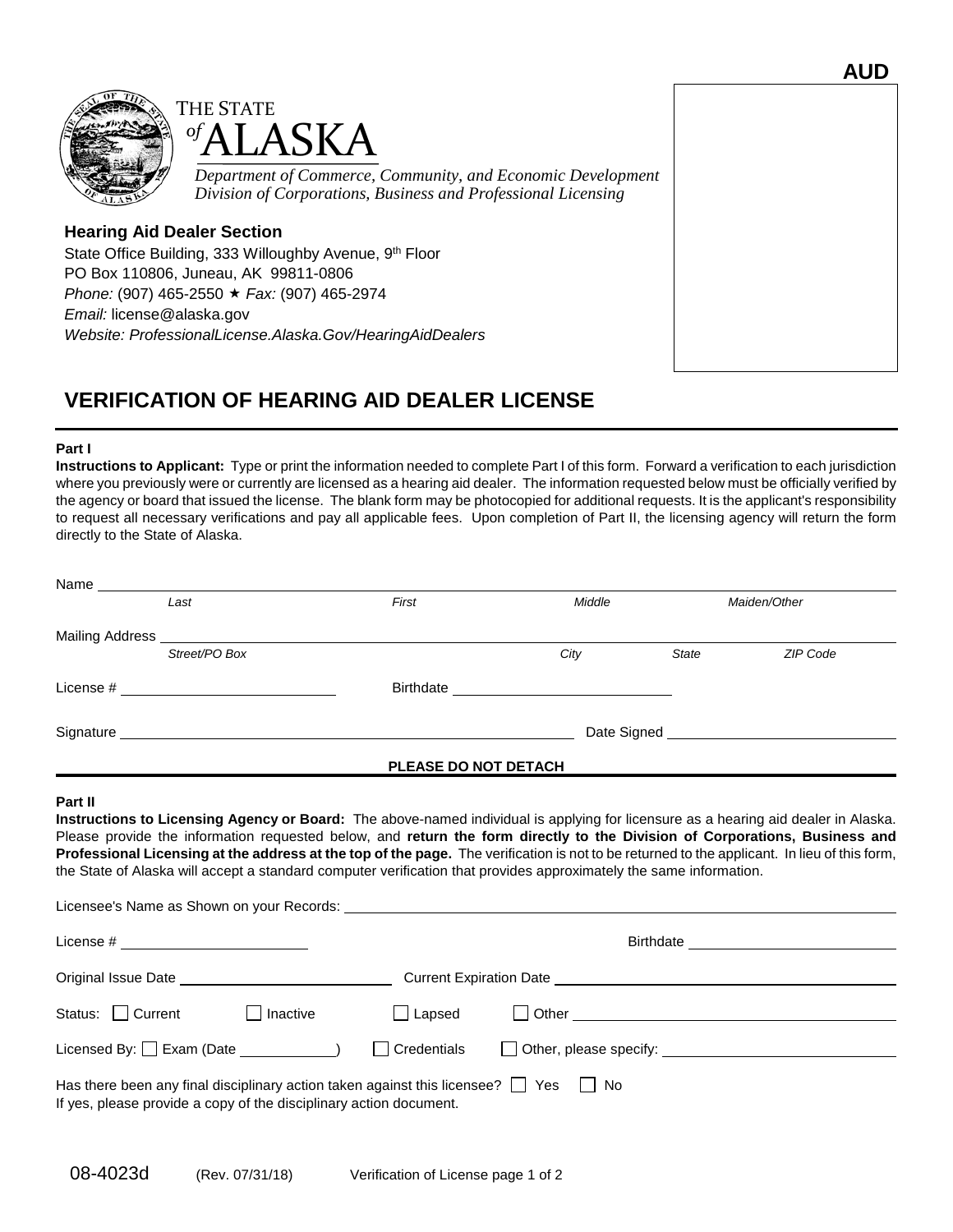AUD

THE STATE of ALASKA

*Department of Commerce, Community, and Economic Development*
*Division of Corporations, Business and Professional Licensing*

**Hearing Aid Dealer Section**
State Office Building, 333 Willoughby Avenue, 9th Floor
PO Box 110806, Juneau, AK 99811-0806
*Phone:* (907) 465-2550 ★ *Fax:* (907) 465-2974
*Email:* license@alaska.gov
*Website: ProfessionalLicense.Alaska.Gov/HearingAidDealers*

# VERIFICATION OF HEARING AID DEALER LICENSE

**Part I**

**Instructions to Applicant:** Type or print the information needed to complete Part I of this form. Forward a verification to each jurisdiction where you previously were or currently are licensed as a hearing aid dealer. The information requested below must be officially verified by the agency or board that issued the license. The blank form may be photocopied for additional requests. It is the applicant's responsibility to request all necessary verifications and pay all applicable fees. Upon completion of Part II, the licensing agency will return the form directly to the State of Alaska.

Name ______________________________________________
*Last* *First* *Middle* *Maiden/Other*

Mailing Address ______________________________________________
*Street/PO Box* *City* *State* *ZIP Code*

License # ____________________ Birthdate ____________________

Signature ______________________________________________ Date Signed ____________________

**PLEASE DO NOT DETACH**

**Part II**

**Instructions to Licensing Agency or Board:** The above-named individual is applying for licensure as a hearing aid dealer in Alaska. Please provide the information requested below, and **return the form directly to the Division of Corporations, Business and Professional Licensing at the address at the top of the page.** The verification is not to be returned to the applicant. In lieu of this form, the State of Alaska will accept a standard computer verification that provides approximately the same information.

Licensee's Name as Shown on your Records: ______________________________________________

License # ____________________ Birthdate ____________________

Original Issue Date ____________________ Current Expiration Date ____________________

Status: ☐ Current ☐ Inactive ☐ Lapsed ☐ Other ____________________

Licensed By: ☐ Exam (Date __________) ☐ Credentials ☐ Other, please specify: ____________________

Has there been any final disciplinary action taken against this licensee? ☐ Yes ☐ No
If yes, please provide a copy of the disciplinary action document.

08-4023d (Rev. 07/31/18) Verification of License page 1 of 2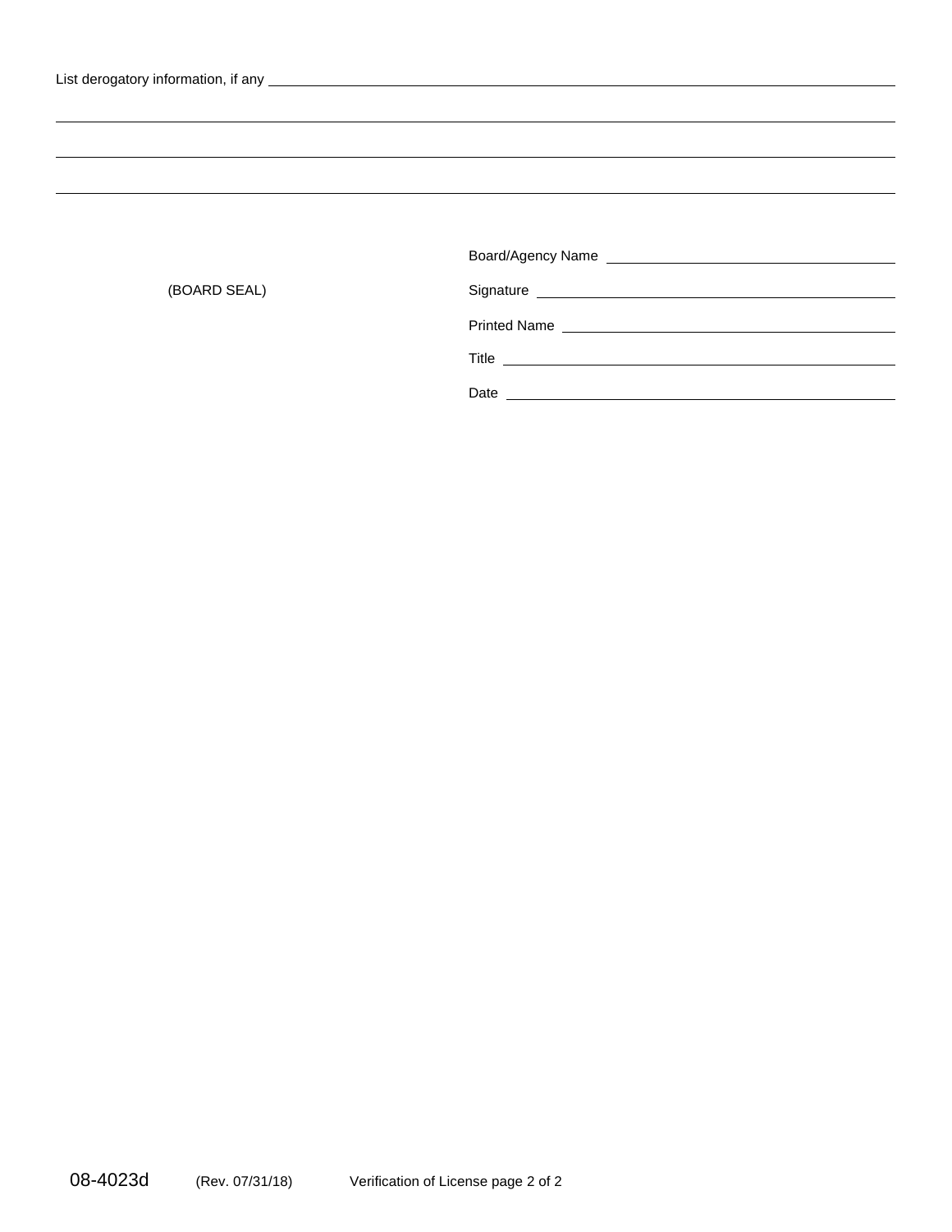List derogatory information, if any \_\_\_\_\_\_\_\_\_\_\_\_\_\_\_\_\_\_\_\_\_\_\_\_\_\_\_\_\_\_\_\_\_\_\_\_\_\_\_\_\_\_\_\_\_\_\_\_\_\_\_\_\_\_\_\_\_\_\_\_

\_\_\_\_\_\_\_\_\_\_\_\_\_\_\_\_\_\_\_\_\_\_\_\_\_\_\_\_\_\_\_\_\_\_\_\_\_\_\_\_\_\_\_\_\_\_\_\_\_\_\_\_\_\_\_\_\_\_\_\_\_\_\_\_\_\_\_\_\_\_\_\_\_\_\_\_\_\_\_\_\_\_\_\_\_\_\_\_\_\_

\_\_\_\_\_\_\_\_\_\_\_\_\_\_\_\_\_\_\_\_\_\_\_\_\_\_\_\_\_\_\_\_\_\_\_\_\_\_\_\_\_\_\_\_\_\_\_\_\_\_\_\_\_\_\_\_\_\_\_\_\_\_\_\_\_\_\_\_\_\_\_\_\_\_\_\_\_\_\_\_\_\_\_\_\_\_\_\_\_\_

\_\_\_\_\_\_\_\_\_\_\_\_\_\_\_\_\_\_\_\_\_\_\_\_\_\_\_\_\_\_\_\_\_\_\_\_\_\_\_\_\_\_\_\_\_\_\_\_\_\_\_\_\_\_\_\_\_\_\_\_\_\_\_\_\_\_\_\_\_\_\_\_\_\_\_\_\_\_\_\_\_\_\_\_\_\_\_\_\_\_

(BOARD SEAL)

Board/Agency Name \_\_\_\_\_\_\_\_\_\_\_\_\_\_\_\_\_\_\_\_\_\_\_\_\_\_\_\_\_\_\_\_\_\_\_\_

Signature \_\_\_\_\_\_\_\_\_\_\_\_\_\_\_\_\_\_\_\_\_\_\_\_\_\_\_\_\_\_\_\_\_\_\_\_\_\_\_\_\_\_\_\_

Printed Name \_\_\_\_\_\_\_\_\_\_\_\_\_\_\_\_\_\_\_\_\_\_\_\_\_\_\_\_\_\_\_\_\_\_\_\_\_\_\_\_

Title \_\_\_\_\_\_\_\_\_\_\_\_\_\_\_\_\_\_\_\_\_\_\_\_\_\_\_\_\_\_\_\_\_\_\_\_\_\_\_\_\_\_\_\_\_\_\_\_\_\_

Date \_\_\_\_\_\_\_\_\_\_\_\_\_\_\_\_\_\_\_\_\_\_\_\_\_\_\_\_\_\_\_\_\_\_\_\_\_\_\_\_\_\_\_\_\_\_\_\_\_\_

08-4023d (Rev. 07/31/18) Verification of License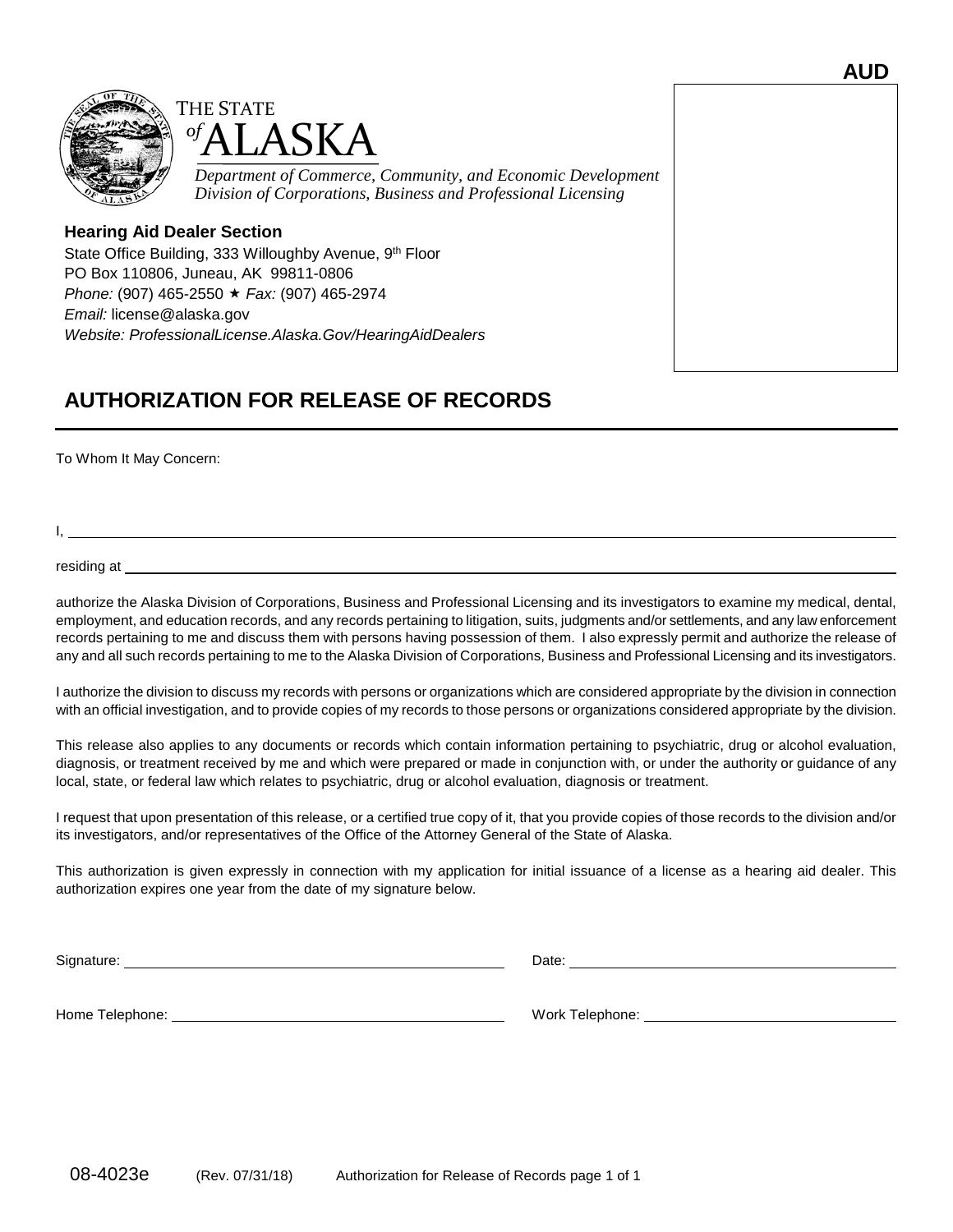AUD

THE STATE of ALASKA

*Department of Commerce, Community, and Economic Development*
*Division of Corporations, Business and Professional Licensing*

**Hearing Aid Dealer Section**
State Office Building, 333 Willoughby Avenue, 9th Floor
PO Box 110806, Juneau, AK 99811-0806
*Phone:* (907) 465-2550 ★ *Fax:* (907) 465-2974
*Email:* license@alaska.gov
*Website: ProfessionalLicense.Alaska.Gov/HearingAidDealers*

## AUTHORIZATION FOR RELEASE OF RECORDS

To Whom It May Concern:

I, ______________________________________________________________

residing at ______________________________________________________

authorize the Alaska Division of Corporations, Business and Professional Licensing and its investigators to examine my medical, dental, employment, and education records, and any records pertaining to litigation, suits, judgments and/or settlements, and any law enforcement records pertaining to me and discuss them with persons having possession of them. I also expressly permit and authorize the release of any and all such records pertaining to me to the Alaska Division of Corporations, Business and Professional Licensing and its investigators.

I authorize the division to discuss my records with persons or organizations which are considered appropriate by the division in connection with an official investigation, and to provide copies of my records to those persons or organizations considered appropriate by the division.

This release also applies to any documents or records which contain information pertaining to psychiatric, drug or alcohol evaluation, diagnosis, or treatment received by me and which were prepared or made in conjunction with, or under the authority or guidance of any local, state, or federal law which relates to psychiatric, drug or alcohol evaluation, diagnosis or treatment.

I request that upon presentation of this release, or a certified true copy of it, that you provide copies of those records to the division and/or its investigators, and/or representatives of the Office of the Attorney General of the State of Alaska.

This authorization is given expressly in connection with my application for initial issuance of a license as a hearing aid dealer. This authorization expires one year from the date of my signature below.

Signature: ______________________________ Date: ______________________________

Home Telephone: ______________________________ Work Telephone: ______________________________

08-4023e (Rev. 07/31/18) Authorization for Release of Records page 1 of 1